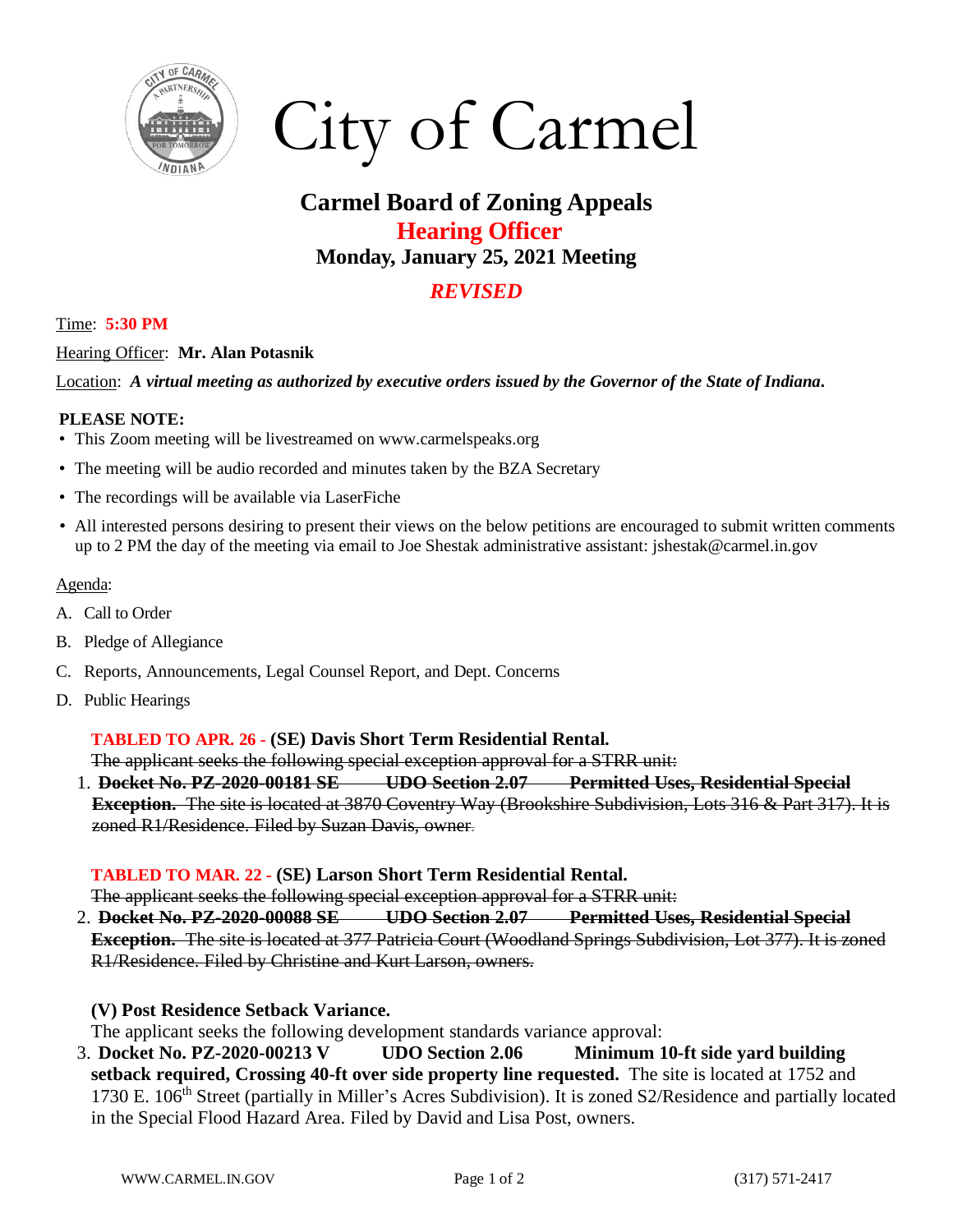# City of Carmel

## Carmel Board of Zoning Appeals

## Hearing Officer

### Monday, January 25, 2021 Meeting

### *REVISED*

Time: **5:30 PM**

Hearing Officer: **Mr. Alan Potasnik**

Location: ***A virtual meeting as authorized by executive orders issued by the Governor of the State of Indiana.***

**PLEASE NOTE:**

- This Zoom meeting will be livestreamed on www.carmelspeaks.org
- The meeting will be audio recorded and minutes taken by the BZA Secretary
- The recordings will be available via LaserFiche
- All interested persons desiring to present their views on the below petitions are encouraged to submit written comments up to 2 PM the day of the meeting via email to Joe Shestak administrative assistant: jshestak@carmel.in.gov

Agenda:

A. Call to Order

B. Pledge of Allegiance

C. Reports, Announcements, Legal Counsel Report, and Dept. Concerns

D. Public Hearings

**TABLED TO APR. 26 - (SE) Davis Short Term Residential Rental.**

~~The applicant seeks the following special exception approval for a STRR unit:~~

1. ~~**Docket No. PZ-2020-00181 SE UDO Section 2.07 Permitted Uses, Residential Special Exception.** The site is located at 3870 Coventry Way (Brookshire Subdivision, Lots 316 & Part 317). It is zoned R1/Residence. Filed by Suzan Davis, owner.~~

**TABLED TO MAR. 22 - (SE) Larson Short Term Residential Rental.**

~~The applicant seeks the following special exception approval for a STRR unit:~~

2. ~~**Docket No. PZ-2020-00088 SE UDO Section 2.07 Permitted Uses, Residential Special Exception.** The site is located at 377 Patricia Court (Woodland Springs Subdivision, Lot 377). It is zoned R1/Residence. Filed by Christine and Kurt Larson, owners.~~

**(V) Post Residence Setback Variance.**

The applicant seeks the following development standards variance approval:

3. **Docket No. PZ-2020-00213 V UDO Section 2.06 Minimum 10-ft side yard building setback required, Crossing 40-ft over side property line requested.** The site is located at 1752 and 1730 E. 106th Street (partially in Miller's Acres Subdivision). It is zoned S2/Residence and partially located in the Special Flood Hazard Area. Filed by David and Lisa Post, owners.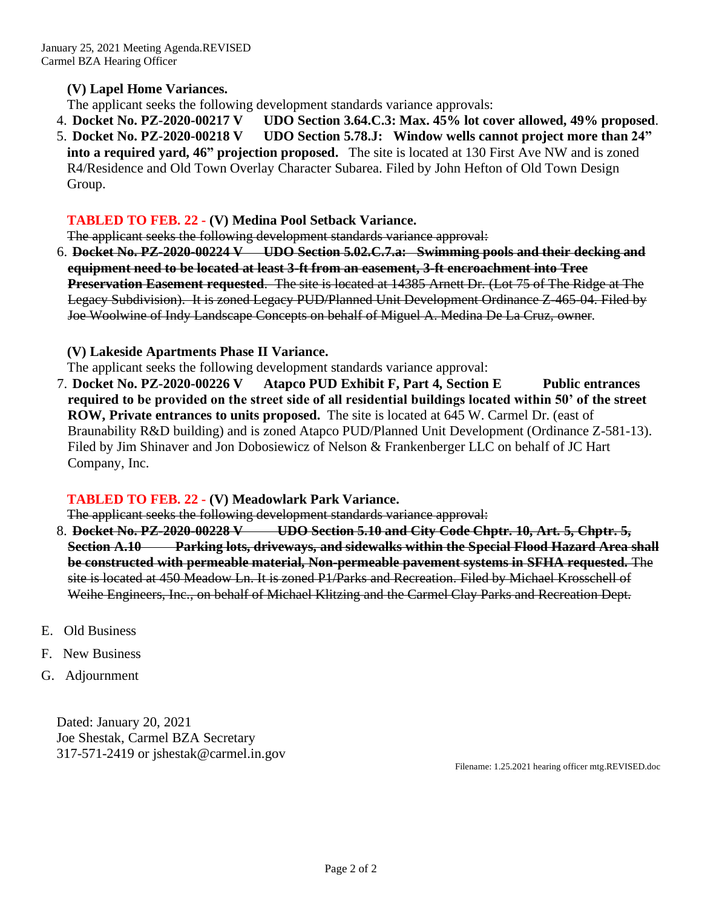**(V) Lapel Home Variances.**

The applicant seeks the following development standards variance approvals:

4. **Docket No. PZ-2020-00217 V UDO Section 3.64.C.3: Max. 45% lot cover allowed, 49% proposed**.
5. **Docket No. PZ-2020-00218 V UDO Section 5.78.J: Window wells cannot project more than 24" into a required yard, 46" projection proposed.** The site is located at 130 First Ave NW and is zoned R4/Residence and Old Town Overlay Character Subarea. Filed by John Hefton of Old Town Design Group.

TABLED TO FEB. 22 - **(V) Medina Pool Setback Variance.**

~~The applicant seeks the following development standards variance approval:~~

6. ~~**Docket No. PZ-2020-00224 V UDO Section 5.02.C.7.a: Swimming pools and their decking and equipment need to be located at least 3-ft from an easement, 3-ft encroachment into Tree Preservation Easement requested**. The site is located at 14385 Arnett Dr. (Lot 75 of The Ridge at The Legacy Subdivision). It is zoned Legacy PUD/Planned Unit Development Ordinance Z-465-04. Filed by Joe Woolwine of Indy Landscape Concepts on behalf of Miguel A. Medina De La Cruz, owner.~~

**(V) Lakeside Apartments Phase II Variance.**

The applicant seeks the following development standards variance approval:

7. **Docket No. PZ-2020-00226 V Atapco PUD Exhibit F, Part 4, Section E Public entrances required to be provided on the street side of all residential buildings located within 50' of the street ROW, Private entrances to units proposed.** The site is located at 645 W. Carmel Dr. (east of Braunability R&D building) and is zoned Atapco PUD/Planned Unit Development (Ordinance Z-581-13). Filed by Jim Shinaver and Jon Dobosiewicz of Nelson & Frankenberger LLC on behalf of JC Hart Company, Inc.

TABLED TO FEB. 22 - **(V) Meadowlark Park Variance.**

~~The applicant seeks the following development standards variance approval:~~

8. ~~**Docket No. PZ-2020-00228 V UDO Section 5.10 and City Code Chptr. 10, Art. 5, Chptr. 5, Section A.10 Parking lots, driveways, and sidewalks within the Special Flood Hazard Area shall be constructed with permeable material, Non-permeable pavement systems in SFHA requested.** The site is located at 450 Meadow Ln. It is zoned P1/Parks and Recreation. Filed by Michael Krosschell of Weihe Engineers, Inc., on behalf of Michael Klitzing and the Carmel Clay Parks and Recreation Dept.~~

E. Old Business

F. New Business

G. Adjournment

Dated: January 20, 2021
Joe Shestak, Carmel BZA Secretary
317-571-2419 or jshestak@carmel.in.gov

Filename: 1.25.2021 hearing officer mtg.REVISED.doc